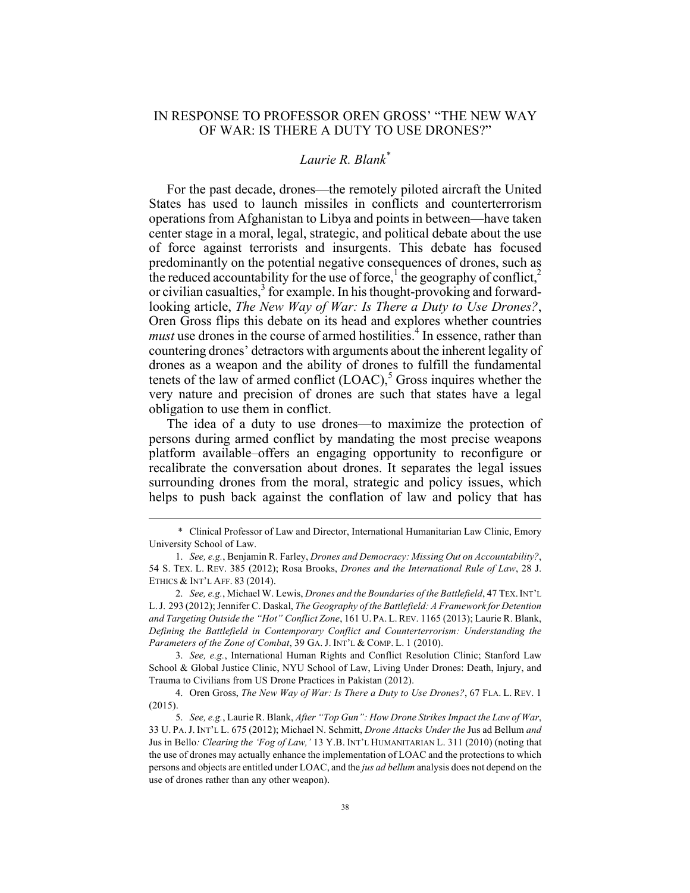# IN RESPONSE TO PROFESSOR OREN GROSS' "THE NEW WAY OF WAR: IS THERE A DUTY TO USE DRONES?"

*Laurie R. Blank*[*]

For the past decade, drones—the remotely piloted aircraft the United States has used to launch missiles in conflicts and counterterrorism operations from Afghanistan to Libya and points in between—have taken center stage in a moral, legal, strategic, and political debate about the use of force against terrorists and insurgents. This debate has focused predominantly on the potential negative consequences of drones, such as the reduced accountability for the use of force,[1] the geography of conflict,[2] or civilian casualties,[3] for example. In his thought-provoking and forward-looking article, *The New Way of War: Is There a Duty to Use Drones?*, Oren Gross flips this debate on its head and explores whether countries *must* use drones in the course of armed hostilities.[4] In essence, rather than countering drones' detractors with arguments about the inherent legality of drones as a weapon and the ability of drones to fulfill the fundamental tenets of the law of armed conflict (LOAC),[5] Gross inquires whether the very nature and precision of drones are such that states have a legal obligation to use them in conflict.

The idea of a duty to use drones—to maximize the protection of persons during armed conflict by mandating the most precise weapons platform available–offers an engaging opportunity to reconfigure or recalibrate the conversation about drones. It separates the legal issues surrounding drones from the moral, strategic and policy issues, which helps to push back against the conflation of law and policy that has

---

\* Clinical Professor of Law and Director, International Humanitarian Law Clinic, Emory University School of Law.

1. *See, e.g.*, Benjamin R. Farley, *Drones and Democracy: Missing Out on Accountability?*, 54 S. TEX. L. REV. 385 (2012); Rosa Brooks, *Drones and the International Rule of Law*, 28 J. ETHICS & INT'L AFF. 83 (2014).

2. *See, e.g.*, Michael W. Lewis, *Drones and the Boundaries of the Battlefield*, 47 TEX. INT'L L. J. 293 (2012); Jennifer C. Daskal, *The Geography of the Battlefield: A Framework for Detention and Targeting Outside the "Hot" Conflict Zone*, 161 U. PA. L. REV. 1165 (2013); Laurie R. Blank, *Defining the Battlefield in Contemporary Conflict and Counterterrorism: Understanding the Parameters of the Zone of Combat*, 39 GA. J. INT'L & COMP. L. 1 (2010).

3. *See, e.g.*, International Human Rights and Conflict Resolution Clinic; Stanford Law School & Global Justice Clinic, NYU School of Law, Living Under Drones: Death, Injury, and Trauma to Civilians from US Drone Practices in Pakistan (2012).

4. Oren Gross, *The New Way of War: Is There a Duty to Use Drones?*, 67 FLA. L. REV. 1 (2015).

5. *See, e.g.*, Laurie R. Blank, *After "Top Gun": How Drone Strikes Impact the Law of War*, 33 U. PA. J. INT'L L. 675 (2012); Michael N. Schmitt, *Drone Attacks Under the* Jus ad Bellum *and* Jus in Bello*: Clearing the 'Fog of Law,'* 13 Y.B. INT'L HUMANITARIAN L. 311 (2010) (noting that the use of drones may actually enhance the implementation of LOAC and the protections to which persons and objects are entitled under LOAC, and the *jus ad bellum* analysis does not depend on the use of drones rather than any other weapon).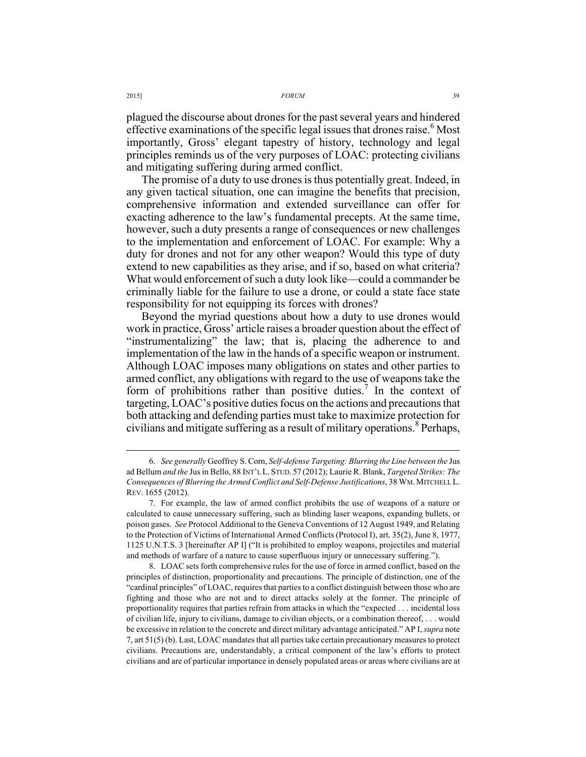plagued the discourse about drones for the past several years and hindered effective examinations of the specific legal issues that drones raise.[6] Most importantly, Gross' elegant tapestry of history, technology and legal principles reminds us of the very purposes of LOAC: protecting civilians and mitigating suffering during armed conflict.

The promise of a duty to use drones is thus potentially great. Indeed, in any given tactical situation, one can imagine the benefits that precision, comprehensive information and extended surveillance can offer for exacting adherence to the law's fundamental precepts. At the same time, however, such a duty presents a range of consequences or new challenges to the implementation and enforcement of LOAC. For example: Why a duty for drones and not for any other weapon? Would this type of duty extend to new capabilities as they arise, and if so, based on what criteria? What would enforcement of such a duty look like—could a commander be criminally liable for the failure to use a drone, or could a state face state responsibility for not equipping its forces with drones?

Beyond the myriad questions about how a duty to use drones would work in practice, Gross' article raises a broader question about the effect of "instrumentalizing" the law; that is, placing the adherence to and implementation of the law in the hands of a specific weapon or instrument. Although LOAC imposes many obligations on states and other parties to armed conflict, any obligations with regard to the use of weapons take the form of prohibitions rather than positive duties.[7] In the context of targeting, LOAC's positive duties focus on the actions and precautions that both attacking and defending parties must take to maximize protection for civilians and mitigate suffering as a result of military operations.[8] Perhaps,

---

6. *See generally* Geoffrey S. Corn, *Self-defense Targeting: Blurring the Line between the* Jus ad Bellum *and the* Jus in Bello, 88 INT'L L. STUD. 57 (2012); Laurie R. Blank, *Targeted Strikes: The Consequences of Blurring the Armed Conflict and Self-Defense Justifications*, 38 WM. MITCHELL L. REV. 1655 (2012).

7. For example, the law of armed conflict prohibits the use of weapons of a nature or calculated to cause unnecessary suffering, such as blinding laser weapons, expanding bullets, or poison gases. *See* Protocol Additional to the Geneva Conventions of 12 August 1949, and Relating to the Protection of Victims of International Armed Conflicts (Protocol I), art. 35(2), June 8, 1977, 1125 U.N.T.S. 3 [hereinafter AP I] ("It is prohibited to employ weapons, projectiles and material and methods of warfare of a nature to cause superfluous injury or unnecessary suffering.").

8. LOAC sets forth comprehensive rules for the use of force in armed conflict, based on the principles of distinction, proportionality and precautions. The principle of distinction, one of the "cardinal principles" of LOAC, requires that parties to a conflict distinguish between those who are fighting and those who are not and to direct attacks solely at the former. The principle of proportionality requires that parties refrain from attacks in which the "expected . . . incidental loss of civilian life, injury to civilians, damage to civilian objects, or a combination thereof, . . . would be excessive in relation to the concrete and direct military advantage anticipated." AP I, *supra* note 7, art 51(5) (b). Last, LOAC mandates that all parties take certain precautionary measures to protect civilians. Precautions are, understandably, a critical component of the law's efforts to protect civilians and are of particular importance in densely populated areas or areas where civilians are at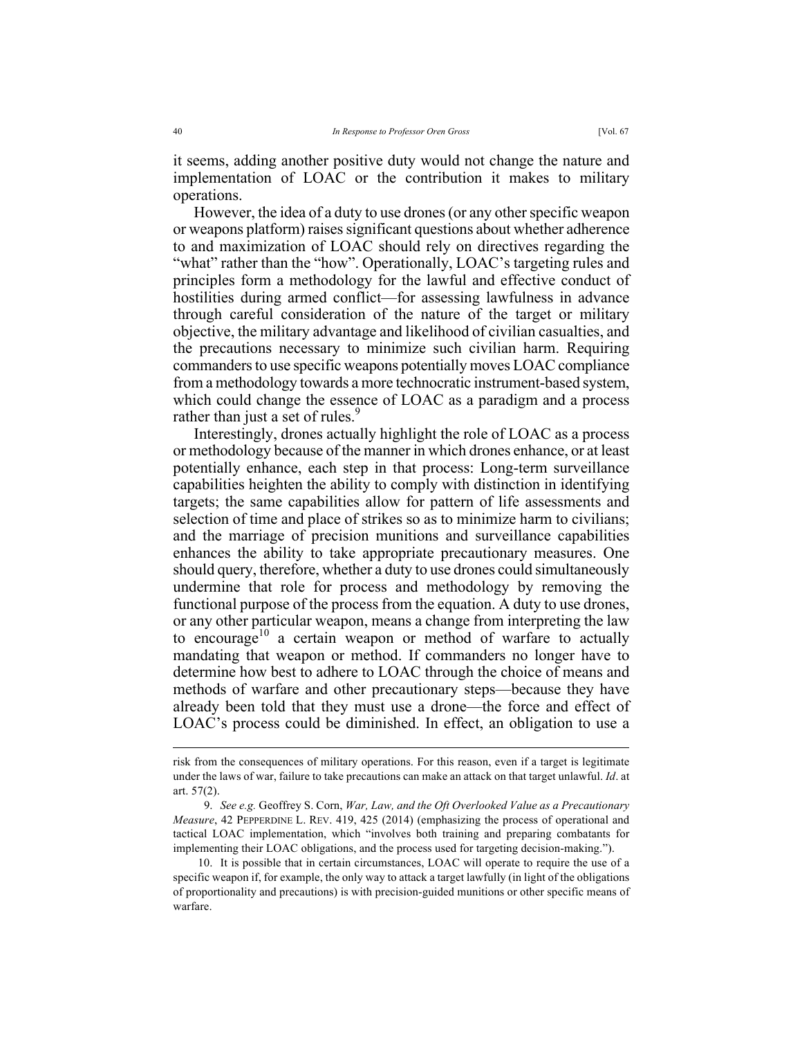it seems, adding another positive duty would not change the nature and implementation of LOAC or the contribution it makes to military operations.

However, the idea of a duty to use drones (or any other specific weapon or weapons platform) raises significant questions about whether adherence to and maximization of LOAC should rely on directives regarding the "what" rather than the "how". Operationally, LOAC's targeting rules and principles form a methodology for the lawful and effective conduct of hostilities during armed conflict—for assessing lawfulness in advance through careful consideration of the nature of the target or military objective, the military advantage and likelihood of civilian casualties, and the precautions necessary to minimize such civilian harm. Requiring commanders to use specific weapons potentially moves LOAC compliance from a methodology towards a more technocratic instrument-based system, which could change the essence of LOAC as a paradigm and a process rather than just a set of rules.[9]

Interestingly, drones actually highlight the role of LOAC as a process or methodology because of the manner in which drones enhance, or at least potentially enhance, each step in that process: Long-term surveillance capabilities heighten the ability to comply with distinction in identifying targets; the same capabilities allow for pattern of life assessments and selection of time and place of strikes so as to minimize harm to civilians; and the marriage of precision munitions and surveillance capabilities enhances the ability to take appropriate precautionary measures. One should query, therefore, whether a duty to use drones could simultaneously undermine that role for process and methodology by removing the functional purpose of the process from the equation. A duty to use drones, or any other particular weapon, means a change from interpreting the law to encourage[10] a certain weapon or method of warfare to actually mandating that weapon or method. If commanders no longer have to determine how best to adhere to LOAC through the choice of means and methods of warfare and other precautionary steps—because they have already been told that they must use a drone—the force and effect of LOAC's process could be diminished. In effect, an obligation to use a

---

risk from the consequences of military operations. For this reason, even if a target is legitimate under the laws of war, failure to take precautions can make an attack on that target unlawful. *Id*. at art. 57(2).

9. *See e.g.* Geoffrey S. Corn, *War, Law, and the Oft Overlooked Value as a Precautionary Measure*, 42 PEPPERDINE L. REV. 419, 425 (2014) (emphasizing the process of operational and tactical LOAC implementation, which "involves both training and preparing combatants for implementing their LOAC obligations, and the process used for targeting decision-making.").

10. It is possible that in certain circumstances, LOAC will operate to require the use of a specific weapon if, for example, the only way to attack a target lawfully (in light of the obligations of proportionality and precautions) is with precision-guided munitions or other specific means of warfare.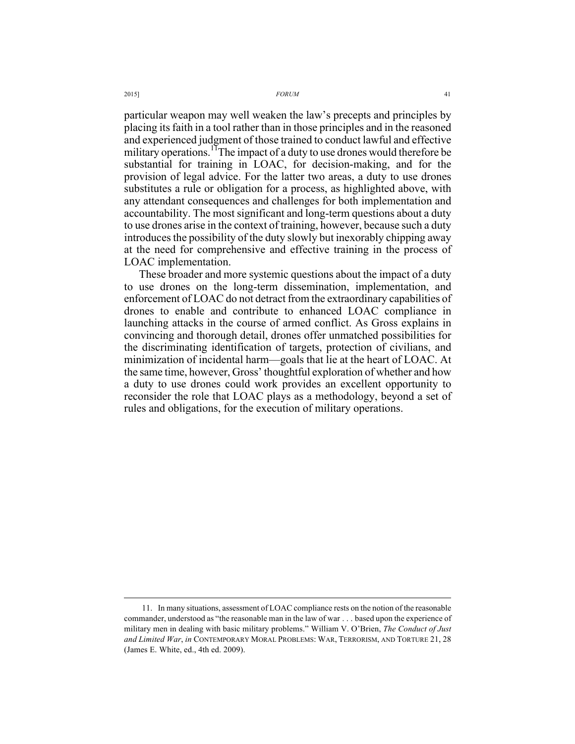particular weapon may well weaken the law's precepts and principles by placing its faith in a tool rather than in those principles and in the reasoned and experienced judgment of those trained to conduct lawful and effective military operations.[11] The impact of a duty to use drones would therefore be substantial for training in LOAC, for decision-making, and for the provision of legal advice. For the latter two areas, a duty to use drones substitutes a rule or obligation for a process, as highlighted above, with any attendant consequences and challenges for both implementation and accountability. The most significant and long-term questions about a duty to use drones arise in the context of training, however, because such a duty introduces the possibility of the duty slowly but inexorably chipping away at the need for comprehensive and effective training in the process of LOAC implementation.

These broader and more systemic questions about the impact of a duty to use drones on the long-term dissemination, implementation, and enforcement of LOAC do not detract from the extraordinary capabilities of drones to enable and contribute to enhanced LOAC compliance in launching attacks in the course of armed conflict. As Gross explains in convincing and thorough detail, drones offer unmatched possibilities for the discriminating identification of targets, protection of civilians, and minimization of incidental harm—goals that lie at the heart of LOAC. At the same time, however, Gross' thoughtful exploration of whether and how a duty to use drones could work provides an excellent opportunity to reconsider the role that LOAC plays as a methodology, beyond a set of rules and obligations, for the execution of military operations.

---

11. In many situations, assessment of LOAC compliance rests on the notion of the reasonable commander, understood as "the reasonable man in the law of war . . . based upon the experience of military men in dealing with basic military problems." William V. O'Brien, *The Conduct of Just and Limited War*, *in* CONTEMPORARY MORAL PROBLEMS: WAR, TERRORISM, AND TORTURE 21, 28 (James E. White, ed., 4th ed. 2009).